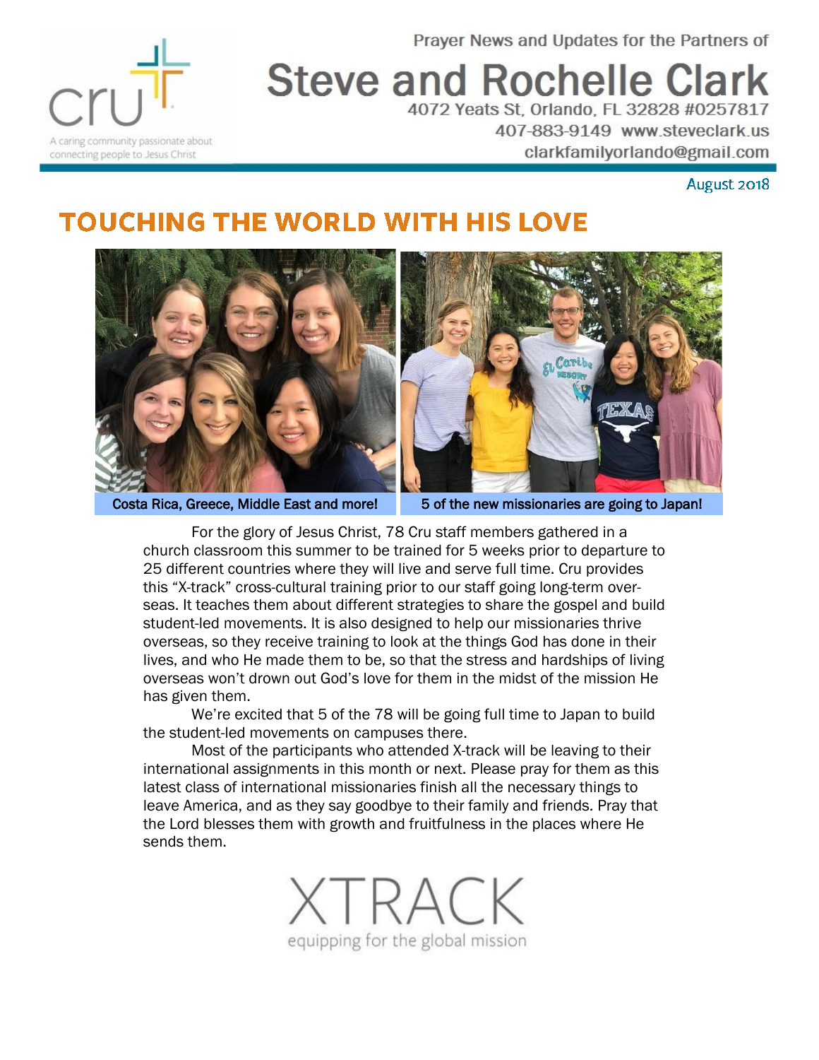cru

A caring community passionate about connecting people to Jesus Christ

Prayer News and Updates for the Partners of

# Steve and Rochelle Clark

4072 Yeats St, Orlando, FL 32828 #0257817

407-883-9149 www.steveclark.us

clarkfamilyorlando@gmail.com

August 2018

## TOUCHING THE WORLD WITH HIS LOVE

Costa Rica, Greece, Middle East and more!

5 of the new missionaries are going to Japan!

For the glory of Jesus Christ, 78 Cru staff members gathered in a church classroom this summer to be trained for 5 weeks prior to departure to 25 different countries where they will live and serve full time. Cru provides this "X-track" cross-cultural training prior to our staff going long-term overseas. It teaches them about different strategies to share the gospel and build student-led movements. It is also designed to help our missionaries thrive overseas, so they receive training to look at the things God has done in their lives, and who He made them to be, so that the stress and hardships of living overseas won't drown out God's love for them in the midst of the mission He has given them.

We're excited that 5 of the 78 will be going full time to Japan to build the student-led movements on campuses there.

Most of the participants who attended X-track will be leaving to their international assignments in this month or next. Please pray for them as this latest class of international missionaries finish all the necessary things to leave America, and as they say goodbye to their family and friends. Pray that the Lord blesses them with growth and fruitfulness in the places where He sends them.

XTRACK

equipping for the global mission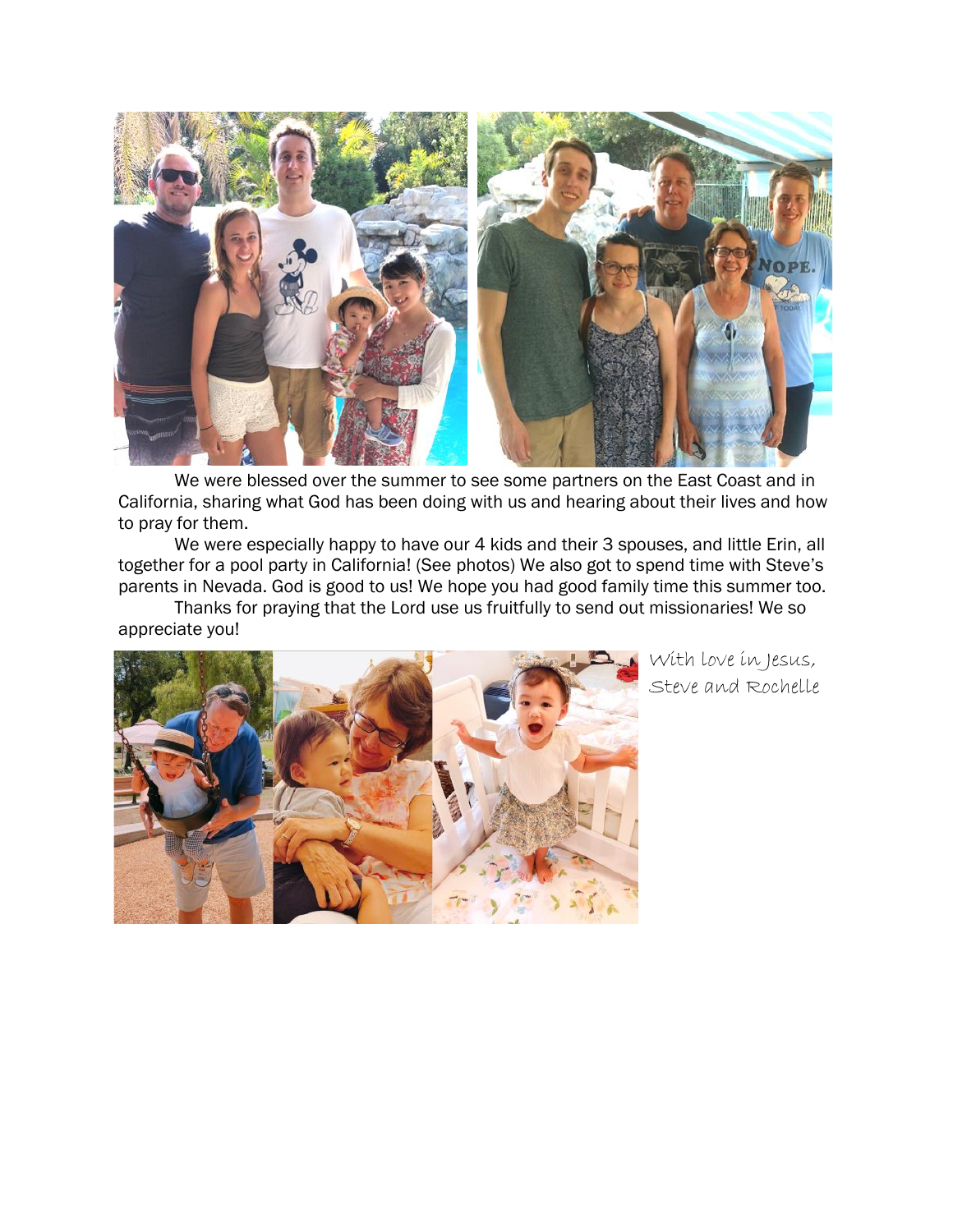We were blessed over the summer to see some partners on the East Coast and in California, sharing what God has been doing with us and hearing about their lives and how to pray for them.

We were especially happy to have our 4 kids and their 3 spouses, and little Erin, all together for a pool party in California! (See photos) We also got to spend time with Steve's parents in Nevada. God is good to us! We hope you had good family time this summer too.

Thanks for praying that the Lord use us fruitfully to send out missionaries! We so appreciate you!

With love in Jesus,
Steve and Rochelle